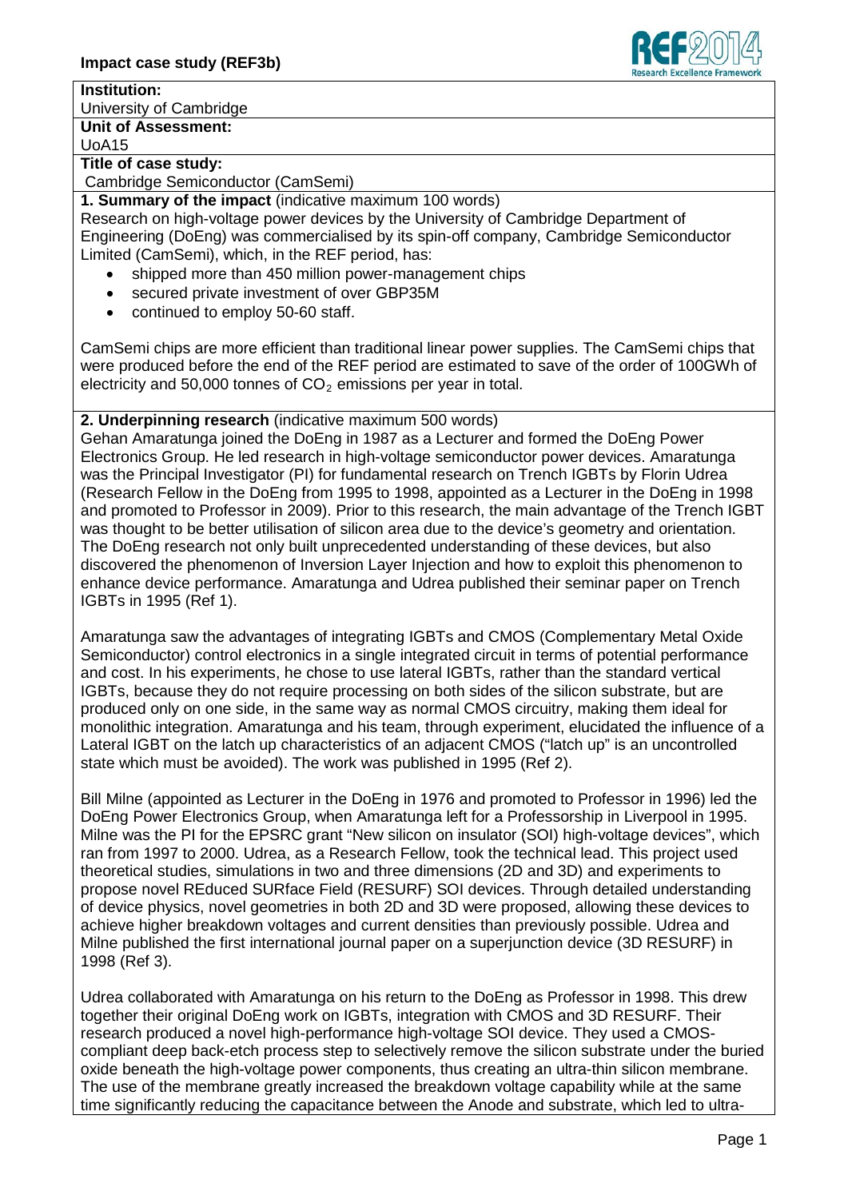**Impact case study (REF3b)**

**Institution:**
University of Cambridge

**Unit of Assessment:**
UoA15

**Title of case study:**
Cambridge Semiconductor (CamSemi)

**1. Summary of the impact** (indicative maximum 100 words)

Research on high-voltage power devices by the University of Cambridge Department of Engineering (DoEng) was commercialised by its spin-off company, Cambridge Semiconductor Limited (CamSemi), which, in the REF period, has:

- shipped more than 450 million power-management chips
- secured private investment of over GBP35M
- continued to employ 50-60 staff.

CamSemi chips are more efficient than traditional linear power supplies. The CamSemi chips that were produced before the end of the REF period are estimated to save of the order of 100GWh of electricity and 50,000 tonnes of $CO_2$ emissions per year in total.

**2. Underpinning research** (indicative maximum 500 words)

Gehan Amaratunga joined the DoEng in 1987 as a Lecturer and formed the DoEng Power Electronics Group. He led research in high-voltage semiconductor power devices. Amaratunga was the Principal Investigator (PI) for fundamental research on Trench IGBTs by Florin Udrea (Research Fellow in the DoEng from 1995 to 1998, appointed as a Lecturer in the DoEng in 1998 and promoted to Professor in 2009). Prior to this research, the main advantage of the Trench IGBT was thought to be better utilisation of silicon area due to the device's geometry and orientation. The DoEng research not only built unprecedented understanding of these devices, but also discovered the phenomenon of Inversion Layer Injection and how to exploit this phenomenon to enhance device performance. Amaratunga and Udrea published their seminar paper on Trench IGBTs in 1995 (Ref 1).

Amaratunga saw the advantages of integrating IGBTs and CMOS (Complementary Metal Oxide Semiconductor) control electronics in a single integrated circuit in terms of potential performance and cost. In his experiments, he chose to use lateral IGBTs, rather than the standard vertical IGBTs, because they do not require processing on both sides of the silicon substrate, but are produced only on one side, in the same way as normal CMOS circuitry, making them ideal for monolithic integration. Amaratunga and his team, through experiment, elucidated the influence of a Lateral IGBT on the latch up characteristics of an adjacent CMOS ("latch up" is an uncontrolled state which must be avoided). The work was published in 1995 (Ref 2).

Bill Milne (appointed as Lecturer in the DoEng in 1976 and promoted to Professor in 1996) led the DoEng Power Electronics Group, when Amaratunga left for a Professorship in Liverpool in 1995. Milne was the PI for the EPSRC grant "New silicon on insulator (SOI) high-voltage devices", which ran from 1997 to 2000. Udrea, as a Research Fellow, took the technical lead. This project used theoretical studies, simulations in two and three dimensions (2D and 3D) and experiments to propose novel REduced SURface Field (RESURF) SOI devices. Through detailed understanding of device physics, novel geometries in both 2D and 3D were proposed, allowing these devices to achieve higher breakdown voltages and current densities than previously possible. Udrea and Milne published the first international journal paper on a superjunction device (3D RESURF) in 1998 (Ref 3).

Udrea collaborated with Amaratunga on his return to the DoEng as Professor in 1998. This drew together their original DoEng work on IGBTs, integration with CMOS and 3D RESURF. Their research produced a novel high-performance high-voltage SOI device. They used a CMOS-compliant deep back-etch process step to selectively remove the silicon substrate under the buried oxide beneath the high-voltage power components, thus creating an ultra-thin silicon membrane. The use of the membrane greatly increased the breakdown voltage capability while at the same time significantly reducing the capacitance between the Anode and substrate, which led to ultra-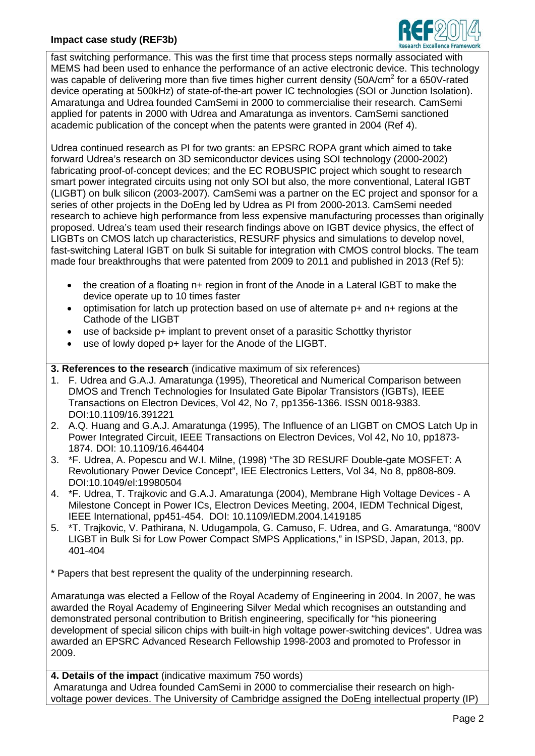fast switching performance. This was the first time that process steps normally associated with MEMS had been used to enhance the performance of an active electronic device. This technology was capable of delivering more than five times higher current density ($50A/cm^2$ for a 650V-rated device operating at 500kHz) of state-of-the-art power IC technologies (SOI or Junction Isolation). Amaratunga and Udrea founded CamSemi in 2000 to commercialise their research. CamSemi applied for patents in 2000 with Udrea and Amaratunga as inventors. CamSemi sanctioned academic publication of the concept when the patents were granted in 2004 (Ref 4).

Udrea continued research as PI for two grants: an EPSRC ROPA grant which aimed to take forward Udrea's research on 3D semiconductor devices using SOI technology (2000-2002) fabricating proof-of-concept devices; and the EC ROBUSPIC project which sought to research smart power integrated circuits using not only SOI but also, the more conventional, Lateral IGBT (LIGBT) on bulk silicon (2003-2007). CamSemi was a partner on the EC project and sponsor for a series of other projects in the DoEng led by Udrea as PI from 2000-2013. CamSemi needed research to achieve high performance from less expensive manufacturing processes than originally proposed. Udrea's team used their research findings above on IGBT device physics, the effect of LIGBTs on CMOS latch up characteristics, RESURF physics and simulations to develop novel, fast-switching Lateral IGBT on bulk Si suitable for integration with CMOS control blocks. The team made four breakthroughs that were patented from 2009 to 2011 and published in 2013 (Ref 5):

- the creation of a floating n+ region in front of the Anode in a Lateral IGBT to make the device operate up to 10 times faster
- optimisation for latch up protection based on use of alternate p+ and n+ regions at the Cathode of the LIGBT
- use of backside p+ implant to prevent onset of a parasitic Schottky thyristor
- use of lowly doped p+ layer for the Anode of the LIGBT.

**3. References to the research** (indicative maximum of six references)

1. F. Udrea and G.A.J. Amaratunga (1995), Theoretical and Numerical Comparison between DMOS and Trench Technologies for Insulated Gate Bipolar Transistors (IGBTs), IEEE Transactions on Electron Devices, Vol 42, No 7, pp1356-1366. ISSN 0018-9383. DOI:10.1109/16.391221
2. A.Q. Huang and G.A.J. Amaratunga (1995), The Influence of an LIGBT on CMOS Latch Up in Power Integrated Circuit, IEEE Transactions on Electron Devices, Vol 42, No 10, pp1873-1874. DOI: 10.1109/16.464404
3. *F. Udrea, A. Popescu and W.I. Milne, (1998) "The 3D RESURF Double-gate MOSFET: A Revolutionary Power Device Concept", IEE Electronics Letters, Vol 34, No 8, pp808-809. DOI:10.1049/el:19980504
4. *F. Udrea, T. Trajkovic and G.A.J. Amaratunga (2004), Membrane High Voltage Devices - A Milestone Concept in Power ICs, Electron Devices Meeting, 2004, IEDM Technical Digest, IEEE International, pp451-454. DOI: 10.1109/IEDM.2004.1419185
5. *T. Trajkovic, V. Pathirana, N. Udugampola, G. Camuso, F. Udrea, and G. Amaratunga, "800V LIGBT in Bulk Si for Low Power Compact SMPS Applications," in ISPSD, Japan, 2013, pp. 401-404

\* Papers that best represent the quality of the underpinning research.

Amaratunga was elected a Fellow of the Royal Academy of Engineering in 2004. In 2007, he was awarded the Royal Academy of Engineering Silver Medal which recognises an outstanding and demonstrated personal contribution to British engineering, specifically for "his pioneering development of special silicon chips with built-in high voltage power-switching devices". Udrea was awarded an EPSRC Advanced Research Fellowship 1998-2003 and promoted to Professor in 2009.

**4. Details of the impact** (indicative maximum 750 words)

Amaratunga and Udrea founded CamSemi in 2000 to commercialise their research on high-voltage power devices. The University of Cambridge assigned the DoEng intellectual property (IP)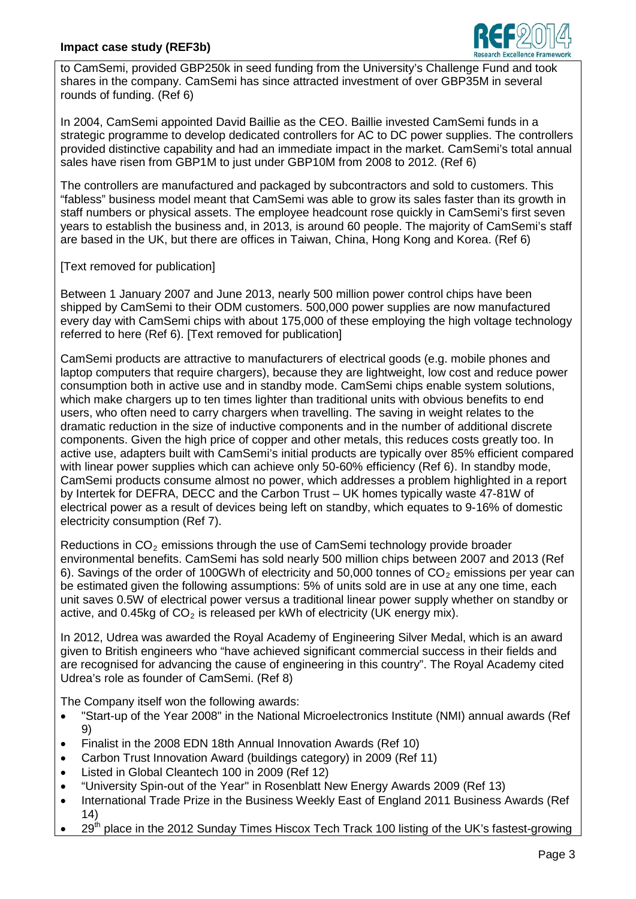to CamSemi, provided GBP250k in seed funding from the University's Challenge Fund and took shares in the company. CamSemi has since attracted investment of over GBP35M in several rounds of funding. (Ref 6)

In 2004, CamSemi appointed David Baillie as the CEO. Baillie invested CamSemi funds in a strategic programme to develop dedicated controllers for AC to DC power supplies. The controllers provided distinctive capability and had an immediate impact in the market. CamSemi's total annual sales have risen from GBP1M to just under GBP10M from 2008 to 2012. (Ref 6)

The controllers are manufactured and packaged by subcontractors and sold to customers. This "fabless" business model meant that CamSemi was able to grow its sales faster than its growth in staff numbers or physical assets. The employee headcount rose quickly in CamSemi's first seven years to establish the business and, in 2013, is around 60 people. The majority of CamSemi's staff are based in the UK, but there are offices in Taiwan, China, Hong Kong and Korea. (Ref 6)

[Text removed for publication]

Between 1 January 2007 and June 2013, nearly 500 million power control chips have been shipped by CamSemi to their ODM customers. 500,000 power supplies are now manufactured every day with CamSemi chips with about 175,000 of these employing the high voltage technology referred to here (Ref 6). [Text removed for publication]

CamSemi products are attractive to manufacturers of electrical goods (e.g. mobile phones and laptop computers that require chargers), because they are lightweight, low cost and reduce power consumption both in active use and in standby mode. CamSemi chips enable system solutions, which make chargers up to ten times lighter than traditional units with obvious benefits to end users, who often need to carry chargers when travelling. The saving in weight relates to the dramatic reduction in the size of inductive components and in the number of additional discrete components. Given the high price of copper and other metals, this reduces costs greatly too. In active use, adapters built with CamSemi's initial products are typically over 85% efficient compared with linear power supplies which can achieve only 50-60% efficiency (Ref 6). In standby mode, CamSemi products consume almost no power, which addresses a problem highlighted in a report by Intertek for DEFRA, DECC and the Carbon Trust – UK homes typically waste 47-81W of electrical power as a result of devices being left on standby, which equates to 9-16% of domestic electricity consumption (Ref 7).

Reductions in $CO_2$ emissions through the use of CamSemi technology provide broader environmental benefits. CamSemi has sold nearly 500 million chips between 2007 and 2013 (Ref 6). Savings of the order of 100GWh of electricity and 50,000 tonnes of $CO_2$ emissions per year can be estimated given the following assumptions: 5% of units sold are in use at any one time, each unit saves 0.5W of electrical power versus a traditional linear power supply whether on standby or active, and 0.45kg of $CO_2$ is released per kWh of electricity (UK energy mix).

In 2012, Udrea was awarded the Royal Academy of Engineering Silver Medal, which is an award given to British engineers who "have achieved significant commercial success in their fields and are recognised for advancing the cause of engineering in this country". The Royal Academy cited Udrea's role as founder of CamSemi. (Ref 8)

The Company itself won the following awards:

- "Start-up of the Year 2008" in the National Microelectronics Institute (NMI) annual awards (Ref 9)
- Finalist in the 2008 EDN 18th Annual Innovation Awards (Ref 10)
- Carbon Trust Innovation Award (buildings category) in 2009 (Ref 11)
- Listed in Global Cleantech 100 in 2009 (Ref 12)
- "University Spin-out of the Year" in Rosenblatt New Energy Awards 2009 (Ref 13)
- International Trade Prize in the Business Weekly East of England 2011 Business Awards (Ref 14)
- 29th place in the 2012 Sunday Times Hiscox Tech Track 100 listing of the UK's fastest-growing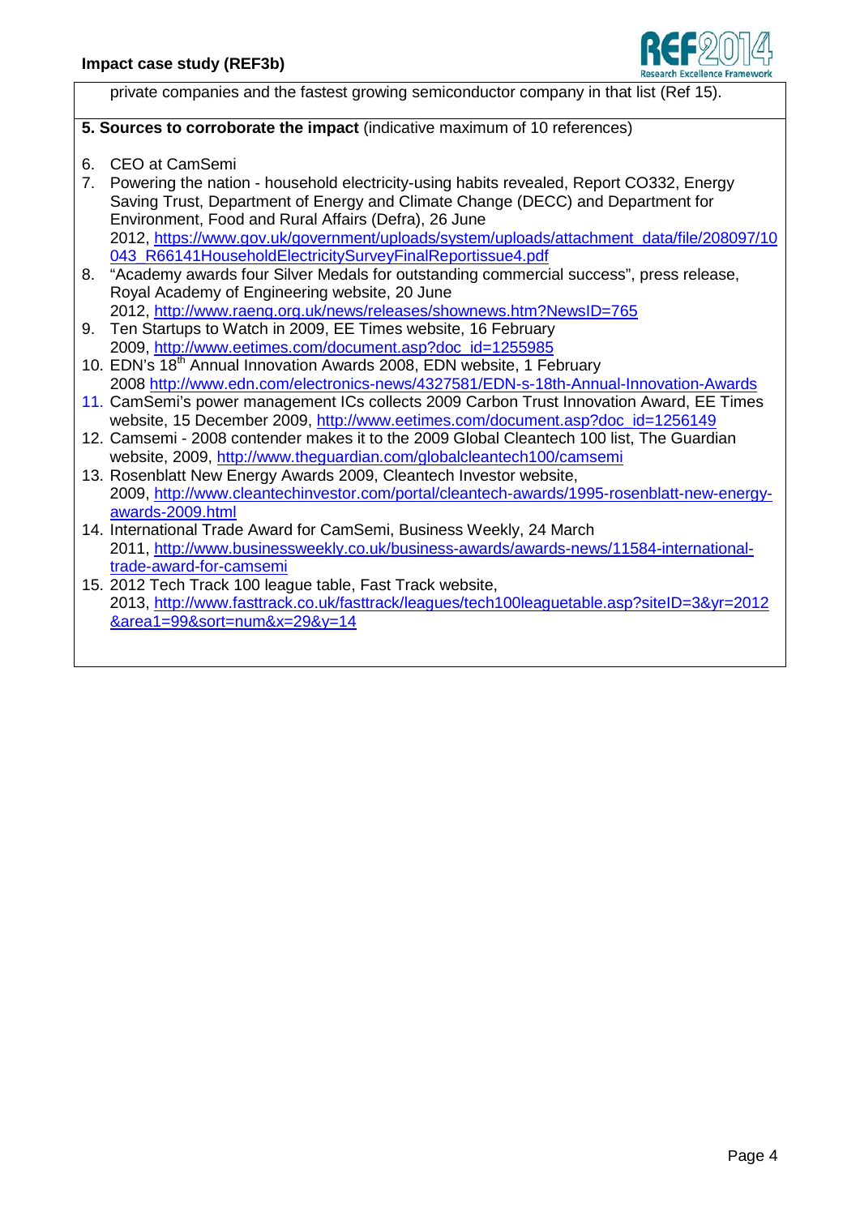private companies and the fastest growing semiconductor company in that list (Ref 15).

**5. Sources to corroborate the impact** (indicative maximum of 10 references)

6. CEO at CamSemi
7. Powering the nation - household electricity-using habits revealed, Report CO332, Energy Saving Trust, Department of Energy and Climate Change (DECC) and Department for Environment, Food and Rural Affairs (Defra), 26 June 2012, https://www.gov.uk/government/uploads/system/uploads/attachment_data/file/208097/10043_R66141HouseholdElectricitySurveyFinalReportissue4.pdf
8. "Academy awards four Silver Medals for outstanding commercial success", press release, Royal Academy of Engineering website, 20 June 2012, http://www.raeng.org.uk/news/releases/shownews.htm?NewsID=765
9. Ten Startups to Watch in 2009, EE Times website, 16 February 2009, http://www.eetimes.com/document.asp?doc_id=1255985
10. EDN's 18th Annual Innovation Awards 2008, EDN website, 1 February 2008 http://www.edn.com/electronics-news/4327581/EDN-s-18th-Annual-Innovation-Awards
11. CamSemi's power management ICs collects 2009 Carbon Trust Innovation Award, EE Times website, 15 December 2009, http://www.eetimes.com/document.asp?doc_id=1256149
12. Camsemi - 2008 contender makes it to the 2009 Global Cleantech 100 list, The Guardian website, 2009, http://www.theguardian.com/globalcleantech100/camsemi
13. Rosenblatt New Energy Awards 2009, Cleantech Investor website, 2009, http://www.cleantechinvestor.com/portal/cleantech-awards/1995-rosenblatt-new-energy-awards-2009.html
14. International Trade Award for CamSemi, Business Weekly, 24 March 2011, http://www.businessweekly.co.uk/business-awards/awards-news/11584-international-trade-award-for-camsemi
15. 2012 Tech Track 100 league table, Fast Track website, 2013, http://www.fasttrack.co.uk/fasttrack/leagues/tech100leaguetable.asp?siteID=3&yr=2012&area1=99&sort=num&x=29&y=14